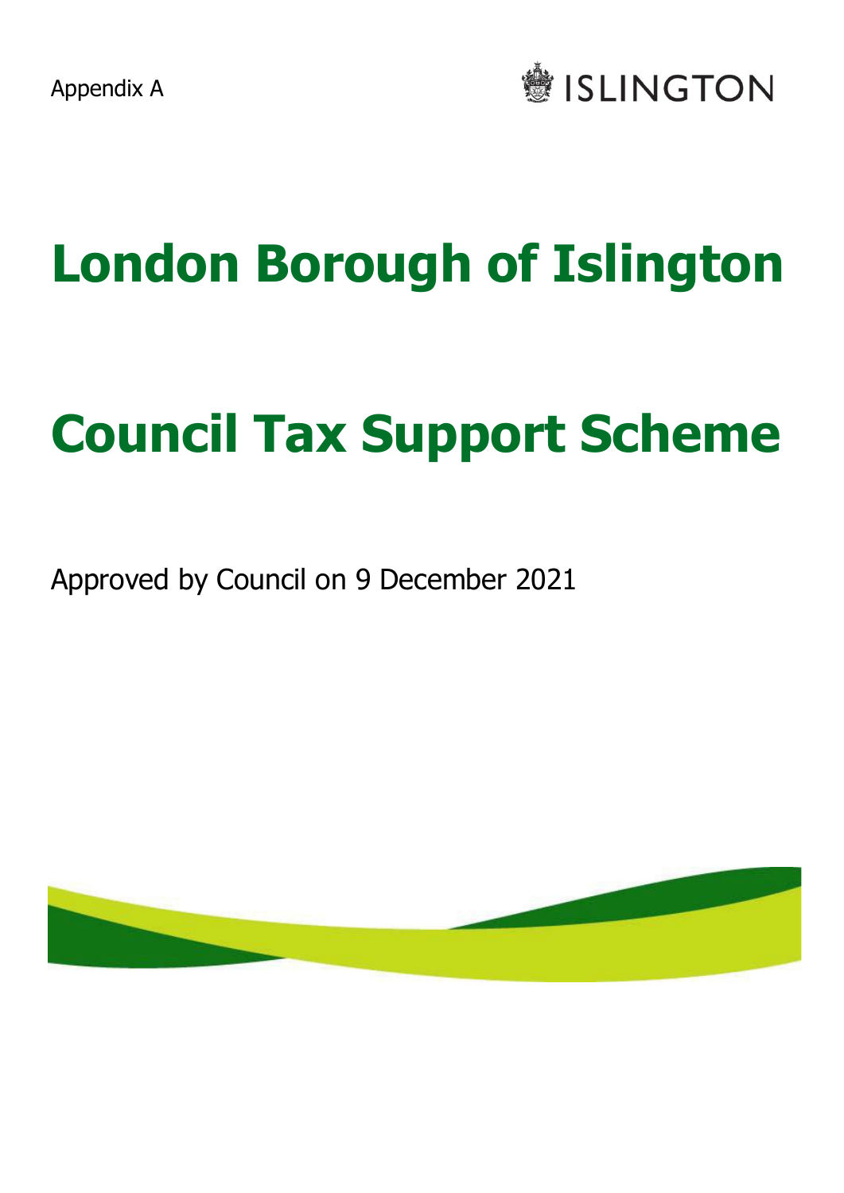Appendix A

ISLINGTON

# London Borough of Islington

# Council Tax Support Scheme

Approved by Council on 9 December 2021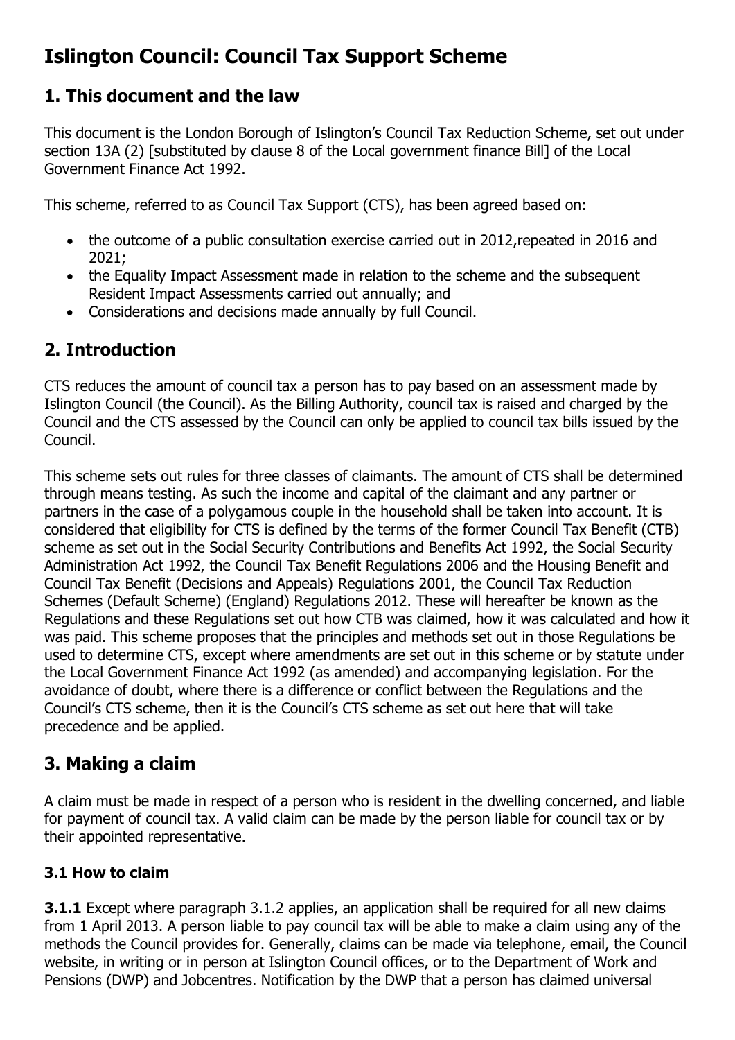# Islington Council: Council Tax Support Scheme

## 1. This document and the law

This document is the London Borough of Islington's Council Tax Reduction Scheme, set out under section 13A (2) [substituted by clause 8 of the Local government finance Bill] of the Local Government Finance Act 1992.

This scheme, referred to as Council Tax Support (CTS), has been agreed based on:

- the outcome of a public consultation exercise carried out in 2012,repeated in 2016 and 2021;
- the Equality Impact Assessment made in relation to the scheme and the subsequent Resident Impact Assessments carried out annually; and
- Considerations and decisions made annually by full Council.

## 2. Introduction

CTS reduces the amount of council tax a person has to pay based on an assessment made by Islington Council (the Council). As the Billing Authority, council tax is raised and charged by the Council and the CTS assessed by the Council can only be applied to council tax bills issued by the Council.

This scheme sets out rules for three classes of claimants. The amount of CTS shall be determined through means testing. As such the income and capital of the claimant and any partner or partners in the case of a polygamous couple in the household shall be taken into account. It is considered that eligibility for CTS is defined by the terms of the former Council Tax Benefit (CTB) scheme as set out in the Social Security Contributions and Benefits Act 1992, the Social Security Administration Act 1992, the Council Tax Benefit Regulations 2006 and the Housing Benefit and Council Tax Benefit (Decisions and Appeals) Regulations 2001, the Council Tax Reduction Schemes (Default Scheme) (England) Regulations 2012. These will hereafter be known as the Regulations and these Regulations set out how CTB was claimed, how it was calculated and how it was paid. This scheme proposes that the principles and methods set out in those Regulations be used to determine CTS, except where amendments are set out in this scheme or by statute under the Local Government Finance Act 1992 (as amended) and accompanying legislation. For the avoidance of doubt, where there is a difference or conflict between the Regulations and the Council's CTS scheme, then it is the Council's CTS scheme as set out here that will take precedence and be applied.

## 3. Making a claim

A claim must be made in respect of a person who is resident in the dwelling concerned, and liable for payment of council tax. A valid claim can be made by the person liable for council tax or by their appointed representative.

### 3.1 How to claim

**3.1.1** Except where paragraph 3.1.2 applies, an application shall be required for all new claims from 1 April 2013. A person liable to pay council tax will be able to make a claim using any of the methods the Council provides for. Generally, claims can be made via telephone, email, the Council website, in writing or in person at Islington Council offices, or to the Department of Work and Pensions (DWP) and Jobcentres. Notification by the DWP that a person has claimed universal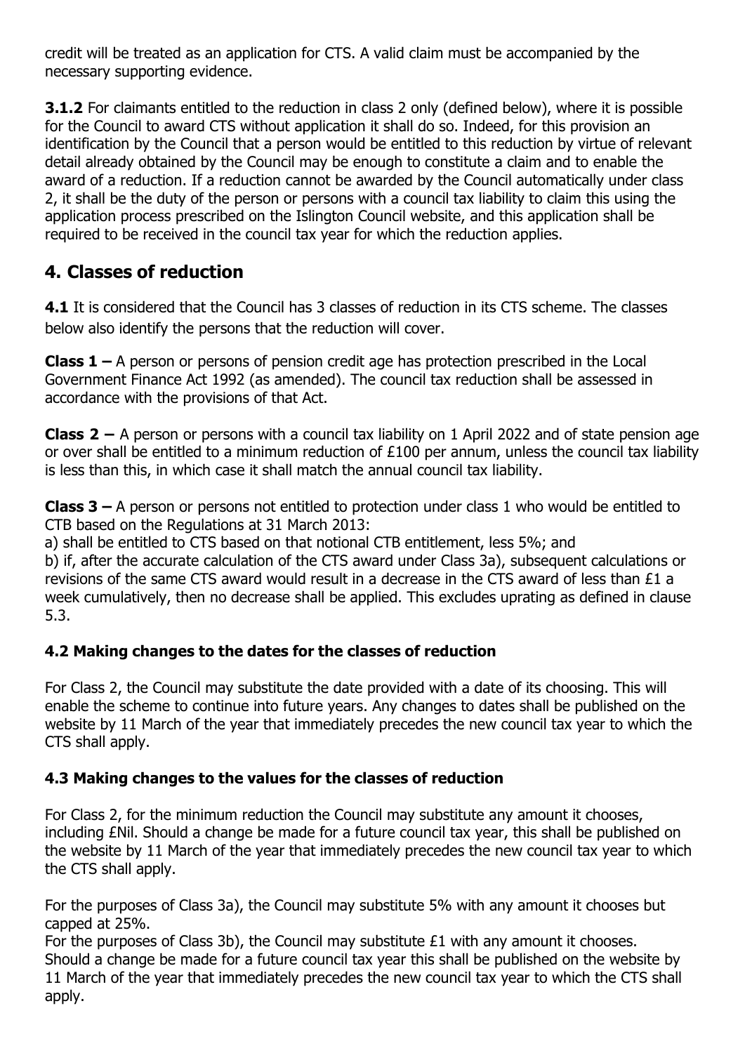credit will be treated as an application for CTS. A valid claim must be accompanied by the necessary supporting evidence.

**3.1.2** For claimants entitled to the reduction in class 2 only (defined below), where it is possible for the Council to award CTS without application it shall do so. Indeed, for this provision an identification by the Council that a person would be entitled to this reduction by virtue of relevant detail already obtained by the Council may be enough to constitute a claim and to enable the award of a reduction. If a reduction cannot be awarded by the Council automatically under class 2, it shall be the duty of the person or persons with a council tax liability to claim this using the application process prescribed on the Islington Council website, and this application shall be required to be received in the council tax year for which the reduction applies.

## 4. Classes of reduction

**4.1** It is considered that the Council has 3 classes of reduction in its CTS scheme. The classes below also identify the persons that the reduction will cover.

**Class 1 –** A person or persons of pension credit age has protection prescribed in the Local Government Finance Act 1992 (as amended). The council tax reduction shall be assessed in accordance with the provisions of that Act.

**Class 2 –** A person or persons with a council tax liability on 1 April 2022 and of state pension age or over shall be entitled to a minimum reduction of £100 per annum, unless the council tax liability is less than this, in which case it shall match the annual council tax liability.

**Class 3 –** A person or persons not entitled to protection under class 1 who would be entitled to CTB based on the Regulations at 31 March 2013:
a) shall be entitled to CTS based on that notional CTB entitlement, less 5%; and
b) if, after the accurate calculation of the CTS award under Class 3a), subsequent calculations or revisions of the same CTS award would result in a decrease in the CTS award of less than £1 a week cumulatively, then no decrease shall be applied. This excludes uprating as defined in clause 5.3.

### 4.2 Making changes to the dates for the classes of reduction

For Class 2, the Council may substitute the date provided with a date of its choosing. This will enable the scheme to continue into future years. Any changes to dates shall be published on the website by 11 March of the year that immediately precedes the new council tax year to which the CTS shall apply.

### 4.3 Making changes to the values for the classes of reduction

For Class 2, for the minimum reduction the Council may substitute any amount it chooses, including £Nil. Should a change be made for a future council tax year, this shall be published on the website by 11 March of the year that immediately precedes the new council tax year to which the CTS shall apply.

For the purposes of Class 3a), the Council may substitute 5% with any amount it chooses but capped at 25%.
For the purposes of Class 3b), the Council may substitute £1 with any amount it chooses. Should a change be made for a future council tax year this shall be published on the website by 11 March of the year that immediately precedes the new council tax year to which the CTS shall apply.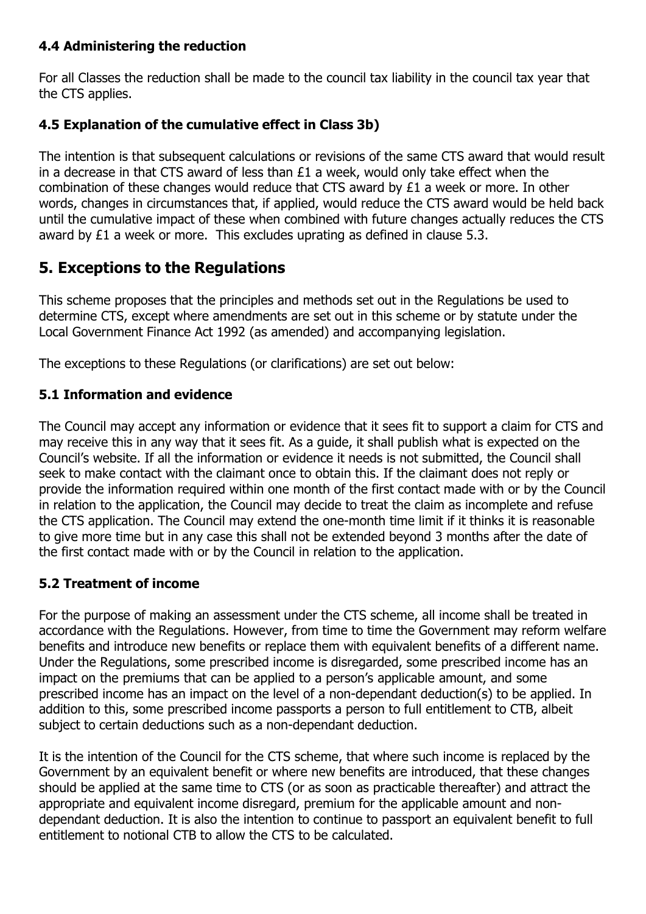### 4.4 Administering the reduction

For all Classes the reduction shall be made to the council tax liability in the council tax year that the CTS applies.

### 4.5 Explanation of the cumulative effect in Class 3b)

The intention is that subsequent calculations or revisions of the same CTS award that would result in a decrease in that CTS award of less than £1 a week, would only take effect when the combination of these changes would reduce that CTS award by £1 a week or more. In other words, changes in circumstances that, if applied, would reduce the CTS award would be held back until the cumulative impact of these when combined with future changes actually reduces the CTS award by £1 a week or more. This excludes uprating as defined in clause 5.3.

## 5. Exceptions to the Regulations

This scheme proposes that the principles and methods set out in the Regulations be used to determine CTS, except where amendments are set out in this scheme or by statute under the Local Government Finance Act 1992 (as amended) and accompanying legislation.

The exceptions to these Regulations (or clarifications) are set out below:

### 5.1 Information and evidence

The Council may accept any information or evidence that it sees fit to support a claim for CTS and may receive this in any way that it sees fit. As a guide, it shall publish what is expected on the Council's website. If all the information or evidence it needs is not submitted, the Council shall seek to make contact with the claimant once to obtain this. If the claimant does not reply or provide the information required within one month of the first contact made with or by the Council in relation to the application, the Council may decide to treat the claim as incomplete and refuse the CTS application. The Council may extend the one-month time limit if it thinks it is reasonable to give more time but in any case this shall not be extended beyond 3 months after the date of the first contact made with or by the Council in relation to the application.

### 5.2 Treatment of income

For the purpose of making an assessment under the CTS scheme, all income shall be treated in accordance with the Regulations. However, from time to time the Government may reform welfare benefits and introduce new benefits or replace them with equivalent benefits of a different name. Under the Regulations, some prescribed income is disregarded, some prescribed income has an impact on the premiums that can be applied to a person's applicable amount, and some prescribed income has an impact on the level of a non-dependant deduction(s) to be applied. In addition to this, some prescribed income passports a person to full entitlement to CTB, albeit subject to certain deductions such as a non-dependant deduction.

It is the intention of the Council for the CTS scheme, that where such income is replaced by the Government by an equivalent benefit or where new benefits are introduced, that these changes should be applied at the same time to CTS (or as soon as practicable thereafter) and attract the appropriate and equivalent income disregard, premium for the applicable amount and non-dependant deduction. It is also the intention to continue to passport an equivalent benefit to full entitlement to notional CTB to allow the CTS to be calculated.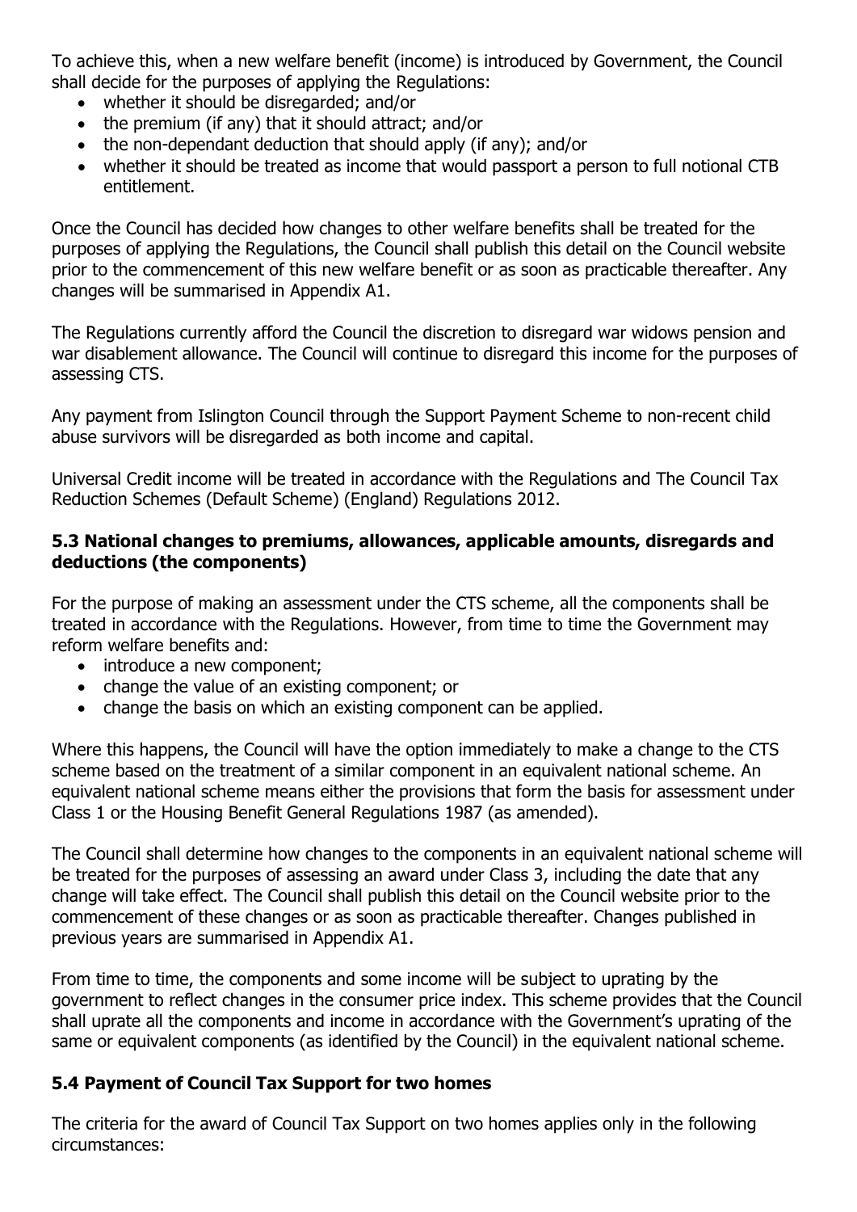To achieve this, when a new welfare benefit (income) is introduced by Government, the Council shall decide for the purposes of applying the Regulations:

- whether it should be disregarded; and/or
- the premium (if any) that it should attract; and/or
- the non-dependant deduction that should apply (if any); and/or
- whether it should be treated as income that would passport a person to full notional CTB entitlement.

Once the Council has decided how changes to other welfare benefits shall be treated for the purposes of applying the Regulations, the Council shall publish this detail on the Council website prior to the commencement of this new welfare benefit or as soon as practicable thereafter. Any changes will be summarised in Appendix A1.

The Regulations currently afford the Council the discretion to disregard war widows pension and war disablement allowance. The Council will continue to disregard this income for the purposes of assessing CTS.

Any payment from Islington Council through the Support Payment Scheme to non-recent child abuse survivors will be disregarded as both income and capital.

Universal Credit income will be treated in accordance with the Regulations and The Council Tax Reduction Schemes (Default Scheme) (England) Regulations 2012.

### 5.3 National changes to premiums, allowances, applicable amounts, disregards and deductions (the components)

For the purpose of making an assessment under the CTS scheme, all the components shall be treated in accordance with the Regulations. However, from time to time the Government may reform welfare benefits and:

- introduce a new component;
- change the value of an existing component; or
- change the basis on which an existing component can be applied.

Where this happens, the Council will have the option immediately to make a change to the CTS scheme based on the treatment of a similar component in an equivalent national scheme. An equivalent national scheme means either the provisions that form the basis for assessment under Class 1 or the Housing Benefit General Regulations 1987 (as amended).

The Council shall determine how changes to the components in an equivalent national scheme will be treated for the purposes of assessing an award under Class 3, including the date that any change will take effect. The Council shall publish this detail on the Council website prior to the commencement of these changes or as soon as practicable thereafter. Changes published in previous years are summarised in Appendix A1.

From time to time, the components and some income will be subject to uprating by the government to reflect changes in the consumer price index. This scheme provides that the Council shall uprate all the components and income in accordance with the Government's uprating of the same or equivalent components (as identified by the Council) in the equivalent national scheme.

### 5.4 Payment of Council Tax Support for two homes

The criteria for the award of Council Tax Support on two homes applies only in the following circumstances: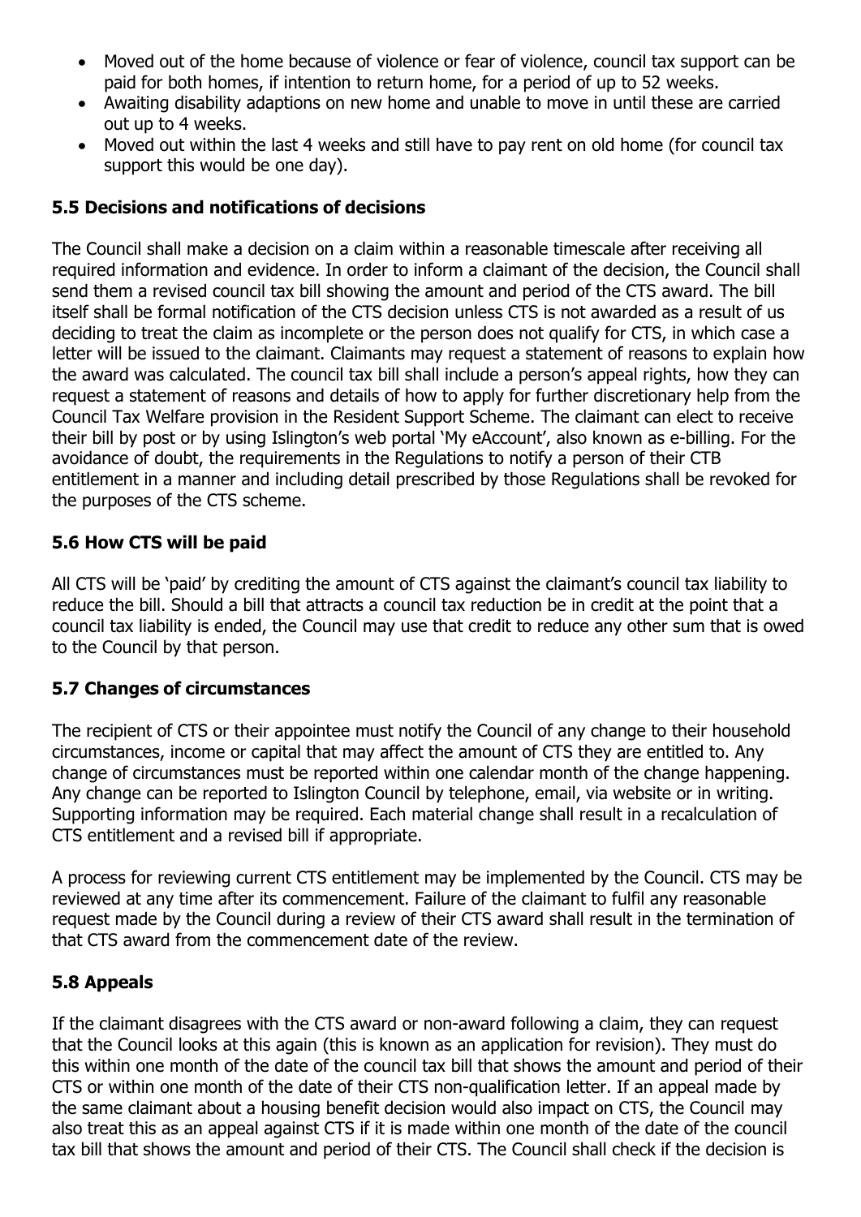- Moved out of the home because of violence or fear of violence, council tax support can be paid for both homes, if intention to return home, for a period of up to 52 weeks.
- Awaiting disability adaptions on new home and unable to move in until these are carried out up to 4 weeks.
- Moved out within the last 4 weeks and still have to pay rent on old home (for council tax support this would be one day).

### 5.5 Decisions and notifications of decisions

The Council shall make a decision on a claim within a reasonable timescale after receiving all required information and evidence. In order to inform a claimant of the decision, the Council shall send them a revised council tax bill showing the amount and period of the CTS award. The bill itself shall be formal notification of the CTS decision unless CTS is not awarded as a result of us deciding to treat the claim as incomplete or the person does not qualify for CTS, in which case a letter will be issued to the claimant. Claimants may request a statement of reasons to explain how the award was calculated. The council tax bill shall include a person's appeal rights, how they can request a statement of reasons and details of how to apply for further discretionary help from the Council Tax Welfare provision in the Resident Support Scheme. The claimant can elect to receive their bill by post or by using Islington's web portal 'My eAccount', also known as e-billing. For the avoidance of doubt, the requirements in the Regulations to notify a person of their CTB entitlement in a manner and including detail prescribed by those Regulations shall be revoked for the purposes of the CTS scheme.

### 5.6 How CTS will be paid

All CTS will be 'paid' by crediting the amount of CTS against the claimant's council tax liability to reduce the bill. Should a bill that attracts a council tax reduction be in credit at the point that a council tax liability is ended, the Council may use that credit to reduce any other sum that is owed to the Council by that person.

### 5.7 Changes of circumstances

The recipient of CTS or their appointee must notify the Council of any change to their household circumstances, income or capital that may affect the amount of CTS they are entitled to. Any change of circumstances must be reported within one calendar month of the change happening. Any change can be reported to Islington Council by telephone, email, via website or in writing. Supporting information may be required. Each material change shall result in a recalculation of CTS entitlement and a revised bill if appropriate.

A process for reviewing current CTS entitlement may be implemented by the Council. CTS may be reviewed at any time after its commencement. Failure of the claimant to fulfil any reasonable request made by the Council during a review of their CTS award shall result in the termination of that CTS award from the commencement date of the review.

### 5.8 Appeals

If the claimant disagrees with the CTS award or non-award following a claim, they can request that the Council looks at this again (this is known as an application for revision). They must do this within one month of the date of the council tax bill that shows the amount and period of their CTS or within one month of the date of their CTS non-qualification letter. If an appeal made by the same claimant about a housing benefit decision would also impact on CTS, the Council may also treat this as an appeal against CTS if it is made within one month of the date of the council tax bill that shows the amount and period of their CTS. The Council shall check if the decision is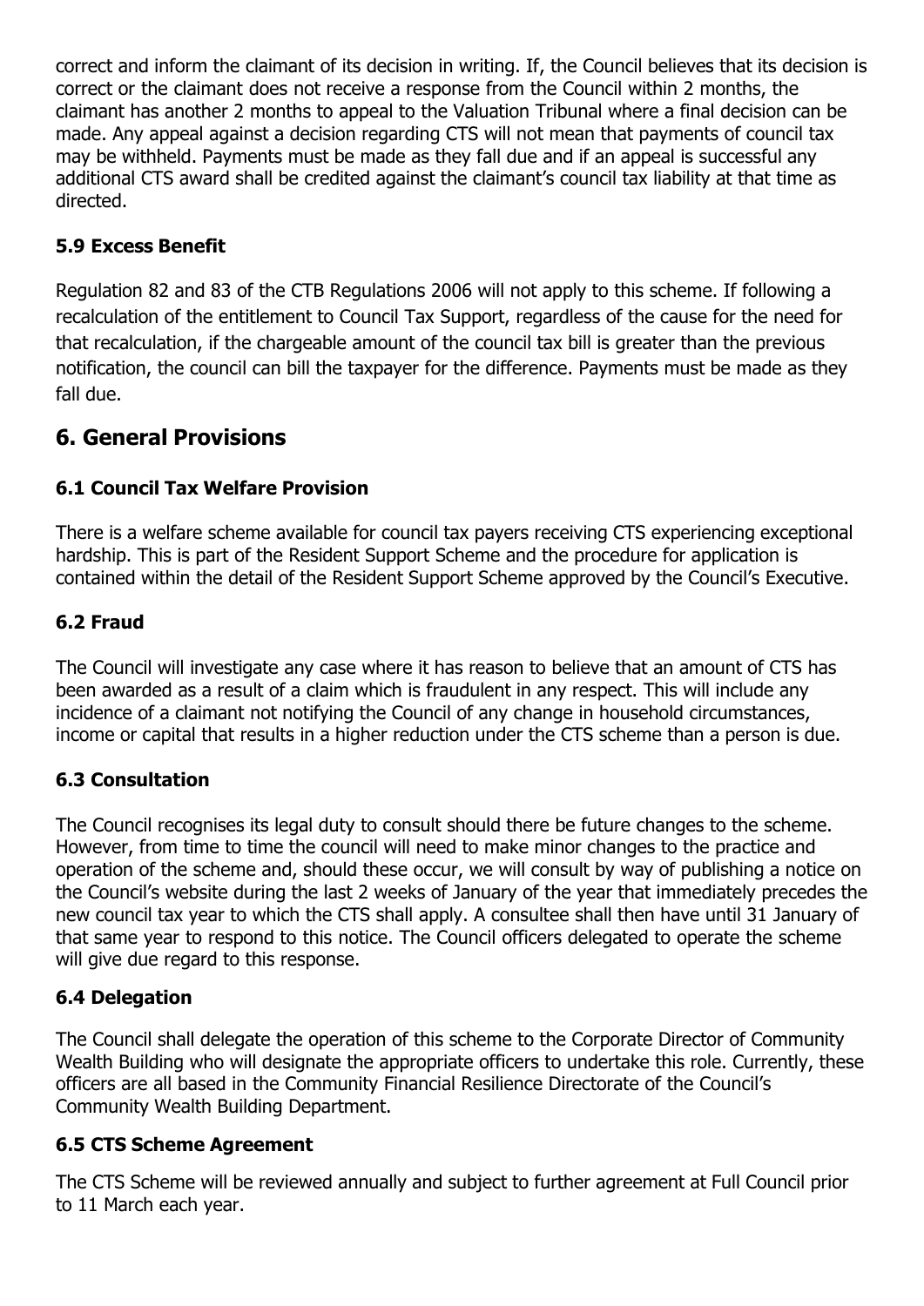correct and inform the claimant of its decision in writing. If, the Council believes that its decision is correct or the claimant does not receive a response from the Council within 2 months, the claimant has another 2 months to appeal to the Valuation Tribunal where a final decision can be made. Any appeal against a decision regarding CTS will not mean that payments of council tax may be withheld. Payments must be made as they fall due and if an appeal is successful any additional CTS award shall be credited against the claimant's council tax liability at that time as directed.

### 5.9 Excess Benefit

Regulation 82 and 83 of the CTB Regulations 2006 will not apply to this scheme. If following a recalculation of the entitlement to Council Tax Support, regardless of the cause for the need for that recalculation, if the chargeable amount of the council tax bill is greater than the previous notification, the council can bill the taxpayer for the difference. Payments must be made as they fall due.

## 6. General Provisions

### 6.1 Council Tax Welfare Provision

There is a welfare scheme available for council tax payers receiving CTS experiencing exceptional hardship. This is part of the Resident Support Scheme and the procedure for application is contained within the detail of the Resident Support Scheme approved by the Council's Executive.

### 6.2 Fraud

The Council will investigate any case where it has reason to believe that an amount of CTS has been awarded as a result of a claim which is fraudulent in any respect. This will include any incidence of a claimant not notifying the Council of any change in household circumstances, income or capital that results in a higher reduction under the CTS scheme than a person is due.

### 6.3 Consultation

The Council recognises its legal duty to consult should there be future changes to the scheme. However, from time to time the council will need to make minor changes to the practice and operation of the scheme and, should these occur, we will consult by way of publishing a notice on the Council's website during the last 2 weeks of January of the year that immediately precedes the new council tax year to which the CTS shall apply. A consultee shall then have until 31 January of that same year to respond to this notice. The Council officers delegated to operate the scheme will give due regard to this response.

### 6.4 Delegation

The Council shall delegate the operation of this scheme to the Corporate Director of Community Wealth Building who will designate the appropriate officers to undertake this role. Currently, these officers are all based in the Community Financial Resilience Directorate of the Council's Community Wealth Building Department.

### 6.5 CTS Scheme Agreement

The CTS Scheme will be reviewed annually and subject to further agreement at Full Council prior to 11 March each year.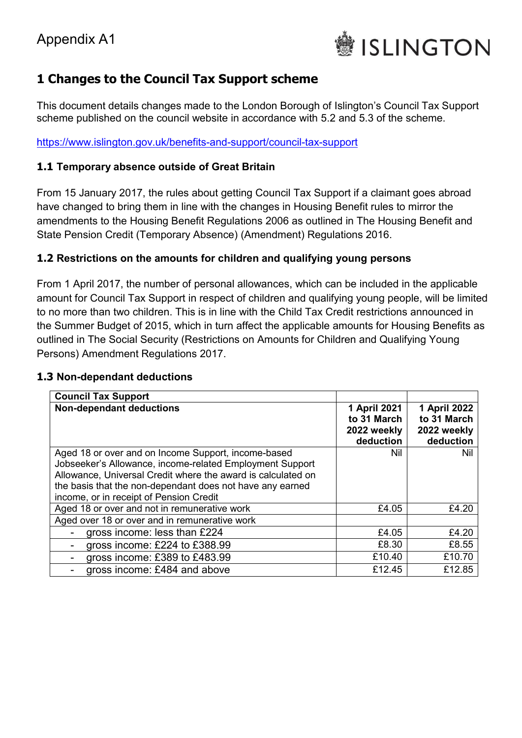Appendix A1

ISLINGTON

# 1 Changes to the Council Tax Support scheme

This document details changes made to the London Borough of Islington's Council Tax Support scheme published on the council website in accordance with 5.2 and 5.3 of the scheme.

https://www.islington.gov.uk/benefits-and-support/council-tax-support

### 1.1 Temporary absence outside of Great Britain

From 15 January 2017, the rules about getting Council Tax Support if a claimant goes abroad have changed to bring them in line with the changes in Housing Benefit rules to mirror the amendments to the Housing Benefit Regulations 2006 as outlined in The Housing Benefit and State Pension Credit (Temporary Absence) (Amendment) Regulations 2016.

### 1.2 Restrictions on the amounts for children and qualifying young persons

From 1 April 2017, the number of personal allowances, which can be included in the applicable amount for Council Tax Support in respect of children and qualifying young people, will be limited to no more than two children. This is in line with the Child Tax Credit restrictions announced in the Summer Budget of 2015, which in turn affect the applicable amounts for Housing Benefits as outlined in The Social Security (Restrictions on Amounts for Children and Qualifying Young Persons) Amendment Regulations 2017.

### 1.3 Non-dependant deductions

| **Council Tax Support** | | |
|---|---|---|
| **Non-dependant deductions** | **1 April 2021 to 31 March 2022 weekly deduction** | **1 April 2022 to 31 March 2022 weekly deduction** |
| Aged 18 or over and on Income Support, income-based Jobseeker's Allowance, income-related Employment Support Allowance, Universal Credit where the award is calculated on the basis that the non-dependant does not have any earned income, or in receipt of Pension Credit | Nil | Nil |
| Aged 18 or over and not in remunerative work | £4.05 | £4.20 |
| Aged over 18 or over and in remunerative work | | |
| - gross income: less than £224 | £4.05 | £4.20 |
| - gross income: £224 to £388.99 | £8.30 | £8.55 |
| - gross income: £389 to £483.99 | £10.40 | £10.70 |
| - gross income: £484 and above | £12.45 | £12.85 |